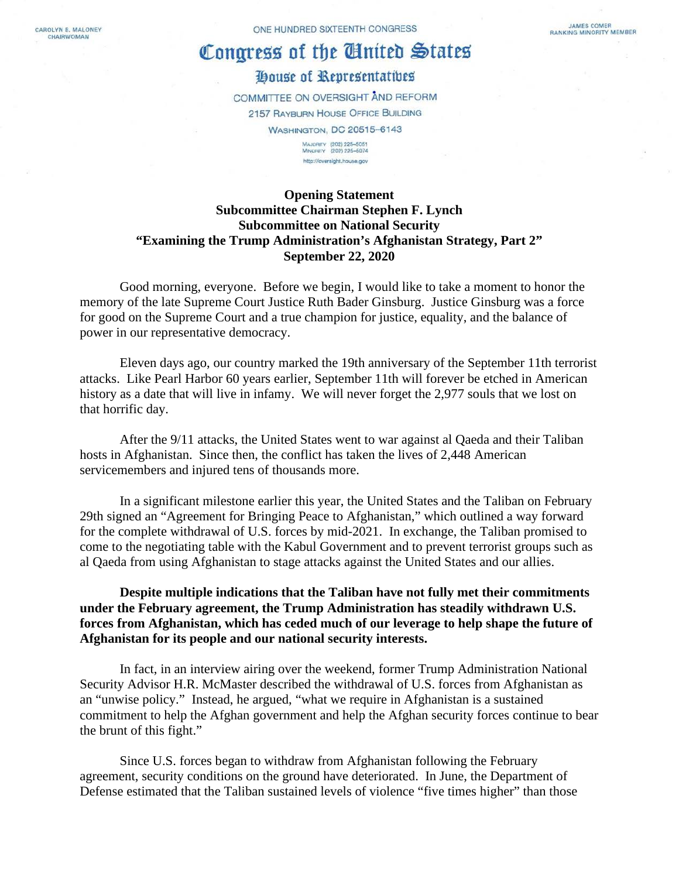CAROLYN B. MALONEY
CHAIRWOMAN

ONE HUNDRED SIXTEENTH CONGRESS

JAMES COMER
RANKING MINORITY MEMBER

# Congress of the United States

## House of Representatives

COMMITTEE ON OVERSIGHT AND REFORM
2157 RAYBURN HOUSE OFFICE BUILDING
WASHINGTON, DC 20515–6143

MAJORITY (202) 225–5051
MINORITY (202) 225–5074
http://oversight.house.gov

**Opening Statement**
**Subcommittee Chairman Stephen F. Lynch**
**Subcommittee on National Security**
**"Examining the Trump Administration's Afghanistan Strategy, Part 2"**
**September 22, 2020**

Good morning, everyone. Before we begin, I would like to take a moment to honor the memory of the late Supreme Court Justice Ruth Bader Ginsburg. Justice Ginsburg was a force for good on the Supreme Court and a true champion for justice, equality, and the balance of power in our representative democracy.

Eleven days ago, our country marked the 19th anniversary of the September 11th terrorist attacks. Like Pearl Harbor 60 years earlier, September 11th will forever be etched in American history as a date that will live in infamy. We will never forget the 2,977 souls that we lost on that horrific day.

After the 9/11 attacks, the United States went to war against al Qaeda and their Taliban hosts in Afghanistan. Since then, the conflict has taken the lives of 2,448 American servicemembers and injured tens of thousands more.

In a significant milestone earlier this year, the United States and the Taliban on February 29th signed an "Agreement for Bringing Peace to Afghanistan," which outlined a way forward for the complete withdrawal of U.S. forces by mid-2021. In exchange, the Taliban promised to come to the negotiating table with the Kabul Government and to prevent terrorist groups such as al Qaeda from using Afghanistan to stage attacks against the United States and our allies.

**Despite multiple indications that the Taliban have not fully met their commitments under the February agreement, the Trump Administration has steadily withdrawn U.S. forces from Afghanistan, which has ceded much of our leverage to help shape the future of Afghanistan for its people and our national security interests.**

In fact, in an interview airing over the weekend, former Trump Administration National Security Advisor H.R. McMaster described the withdrawal of U.S. forces from Afghanistan as an "unwise policy." Instead, he argued, "what we require in Afghanistan is a sustained commitment to help the Afghan government and help the Afghan security forces continue to bear the brunt of this fight."

Since U.S. forces began to withdraw from Afghanistan following the February agreement, security conditions on the ground have deteriorated. In June, the Department of Defense estimated that the Taliban sustained levels of violence "five times higher" than those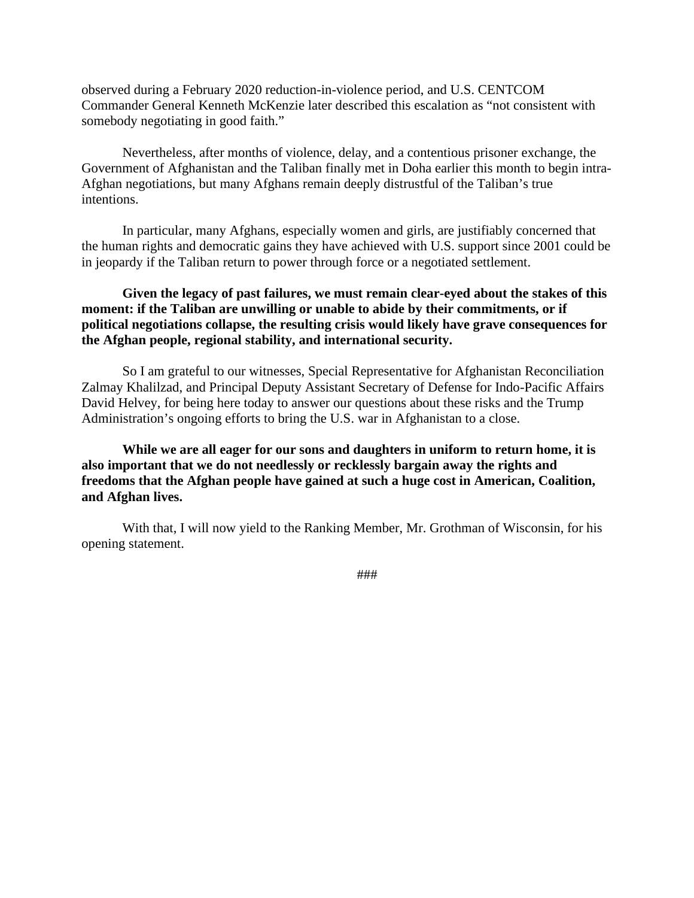observed during a February 2020 reduction-in-violence period, and U.S. CENTCOM Commander General Kenneth McKenzie later described this escalation as "not consistent with somebody negotiating in good faith."

Nevertheless, after months of violence, delay, and a contentious prisoner exchange, the Government of Afghanistan and the Taliban finally met in Doha earlier this month to begin intra-Afghan negotiations, but many Afghans remain deeply distrustful of the Taliban's true intentions.

In particular, many Afghans, especially women and girls, are justifiably concerned that the human rights and democratic gains they have achieved with U.S. support since 2001 could be in jeopardy if the Taliban return to power through force or a negotiated settlement.

**Given the legacy of past failures, we must remain clear-eyed about the stakes of this moment: if the Taliban are unwilling or unable to abide by their commitments, or if political negotiations collapse, the resulting crisis would likely have grave consequences for the Afghan people, regional stability, and international security.**

So I am grateful to our witnesses, Special Representative for Afghanistan Reconciliation Zalmay Khalilzad, and Principal Deputy Assistant Secretary of Defense for Indo-Pacific Affairs David Helvey, for being here today to answer our questions about these risks and the Trump Administration's ongoing efforts to bring the U.S. war in Afghanistan to a close.

**While we are all eager for our sons and daughters in uniform to return home, it is also important that we do not needlessly or recklessly bargain away the rights and freedoms that the Afghan people have gained at such a huge cost in American, Coalition, and Afghan lives.**

With that, I will now yield to the Ranking Member, Mr. Grothman of Wisconsin, for his opening statement.

###